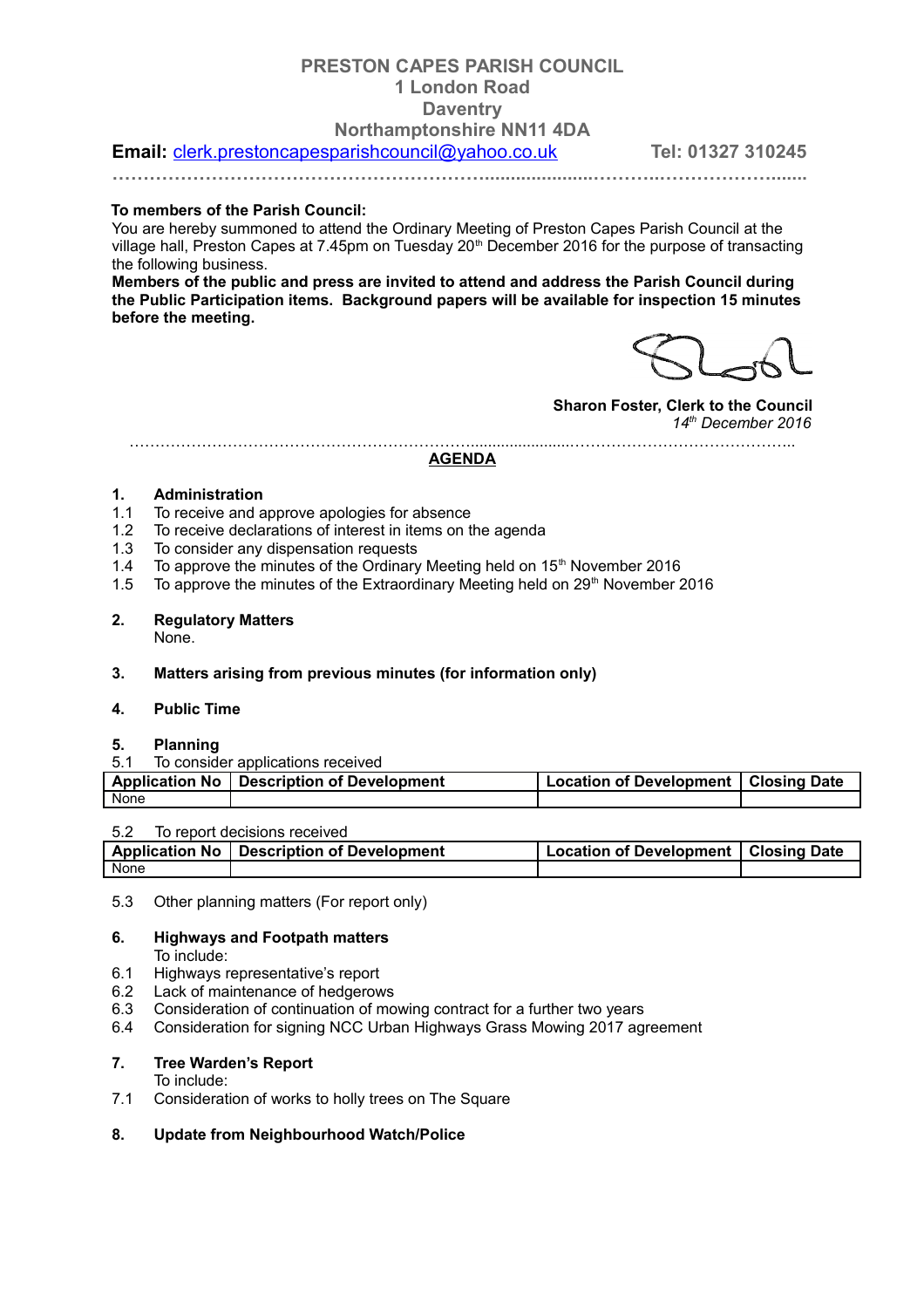# PRESTON CAPES PARISH COUNCIL
## 1 London Road
## Daventry
## Northamptonshire NN11 4DA

**Email:** clerk.prestoncapesparishcouncil@yahoo.co.uk **Tel: 01327 310245**

---

**To members of the Parish Council:**

You are hereby summoned to attend the Ordinary Meeting of Preston Capes Parish Council at the village hall, Preston Capes at 7.45pm on Tuesday 20th December 2016 for the purpose of transacting the following business.

**Members of the public and press are invited to attend and address the Parish Council during the Public Participation items. Background papers will be available for inspection 15 minutes before the meeting.**

**Sharon Foster, Clerk to the Council**
*14th December 2016*

---

## AGENDA

**1. Administration**

1.1 To receive and approve apologies for absence
1.2 To receive declarations of interest in items on the agenda
1.3 To consider any dispensation requests
1.4 To approve the minutes of the Ordinary Meeting held on 15th November 2016
1.5 To approve the minutes of the Extraordinary Meeting held on 29th November 2016

**2. Regulatory Matters**

None.

**3. Matters arising from previous minutes (for information only)**

**4. Public Time**

**5. Planning**

5.1 To consider applications received

| Application No | Description of Development | Location of Development | Closing Date |
| --- | --- | --- | --- |
| None | | | |

5.2 To report decisions received

| Application No | Description of Development | Location of Development | Closing Date |
| --- | --- | --- | --- |
| None | | | |

5.3 Other planning matters (For report only)

**6. Highways and Footpath matters**

To include:

6.1 Highways representative's report
6.2 Lack of maintenance of hedgerows
6.3 Consideration of continuation of mowing contract for a further two years
6.4 Consideration for signing NCC Urban Highways Grass Mowing 2017 agreement

**7. Tree Warden's Report**

To include:

7.1 Consideration of works to holly trees on The Square

**8. Update from Neighbourhood Watch/Police**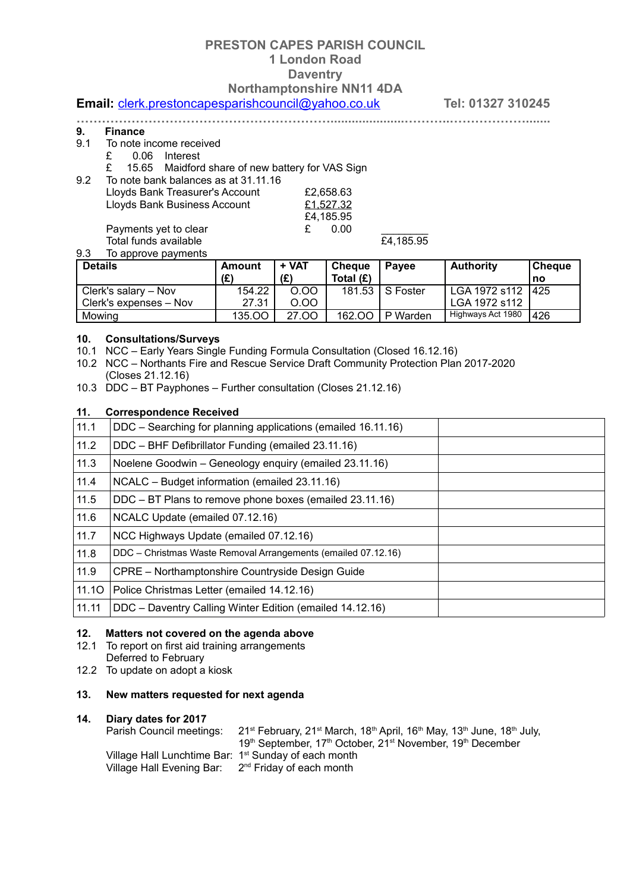**PRESTON CAPES PARISH COUNCIL**
**1 London Road**
**Daventry**
**Northamptonshire NN11 4DA**

**Email:** clerk.prestoncapesparishcouncil@yahoo.co.uk **Tel: 01327 310245**

## 9. Finance

9.1 To note income received

£ 0.06 Interest

£ 15.65 Maidford share of new battery for VAS Sign

9.2 To note bank balances as at 31.11.16

| | | |
|---|---|---|
| Lloyds Bank Treasurer's Account | £2,658.63 | |
| Lloyds Bank Business Account | £1,527.32 | |
| | £4,185.95 | |
| Payments yet to clear | £ 0.00 | |
| Total funds available | | £4,185.95 |

9.3 To approve payments

| Details | Amount (£) | + VAT (£) | Cheque Total (£) | Payee | Authority | Cheque no |
|---|---|---|---|---|---|---|
| Clerk's salary – Nov<br>Clerk's expenses – Nov | 154.22<br>27.31 | O.OO<br>O.OO | 181.53 | S Foster | LGA 1972 s112<br>LGA 1972 s112 | 425 |
| Mowing | 135.OO | 27.OO | 162.OO | P Warden | Highways Act 1980 | 426 |

## 10. Consultations/Surveys

10.1 NCC – Early Years Single Funding Formula Consultation (Closed 16.12.16)

10.2 NCC – Northants Fire and Rescue Service Draft Community Protection Plan 2017-2020 (Closes 21.12.16)

10.3 DDC – BT Payphones – Further consultation (Closes 21.12.16)

## 11. Correspondence Received

| | | |
|---|---|---|
| 11.1 | DDC – Searching for planning applications (emailed 16.11.16) | |
| 11.2 | DDC – BHF Defibrillator Funding (emailed 23.11.16) | |
| 11.3 | Noelene Goodwin – Geneology enquiry (emailed 23.11.16) | |
| 11.4 | NCALC – Budget information (emailed 23.11.16) | |
| 11.5 | DDC – BT Plans to remove phone boxes (emailed 23.11.16) | |
| 11.6 | NCALC Update (emailed 07.12.16) | |
| 11.7 | NCC Highways Update (emailed 07.12.16) | |
| 11.8 | DDC – Christmas Waste Removal Arrangements (emailed 07.12.16) | |
| 11.9 | CPRE – Northamptonshire Countryside Design Guide | |
| 11.1O | Police Christmas Letter (emailed 14.12.16) | |
| 11.11 | DDC – Daventry Calling Winter Edition (emailed 14.12.16) | |

## 12. Matters not covered on the agenda above

12.1 To report on first aid training arrangements
Deferred to February

12.2 To update on adopt a kiosk

## 13. New matters requested for next agenda

## 14. Diary dates for 2017

Parish Council meetings: 21st February, 21st March, 18th April, 16th May, 13th June, 18th July, 19th September, 17th October, 21st November, 19th December

Village Hall Lunchtime Bar: 1st Sunday of each month

Village Hall Evening Bar: 2nd Friday of each month